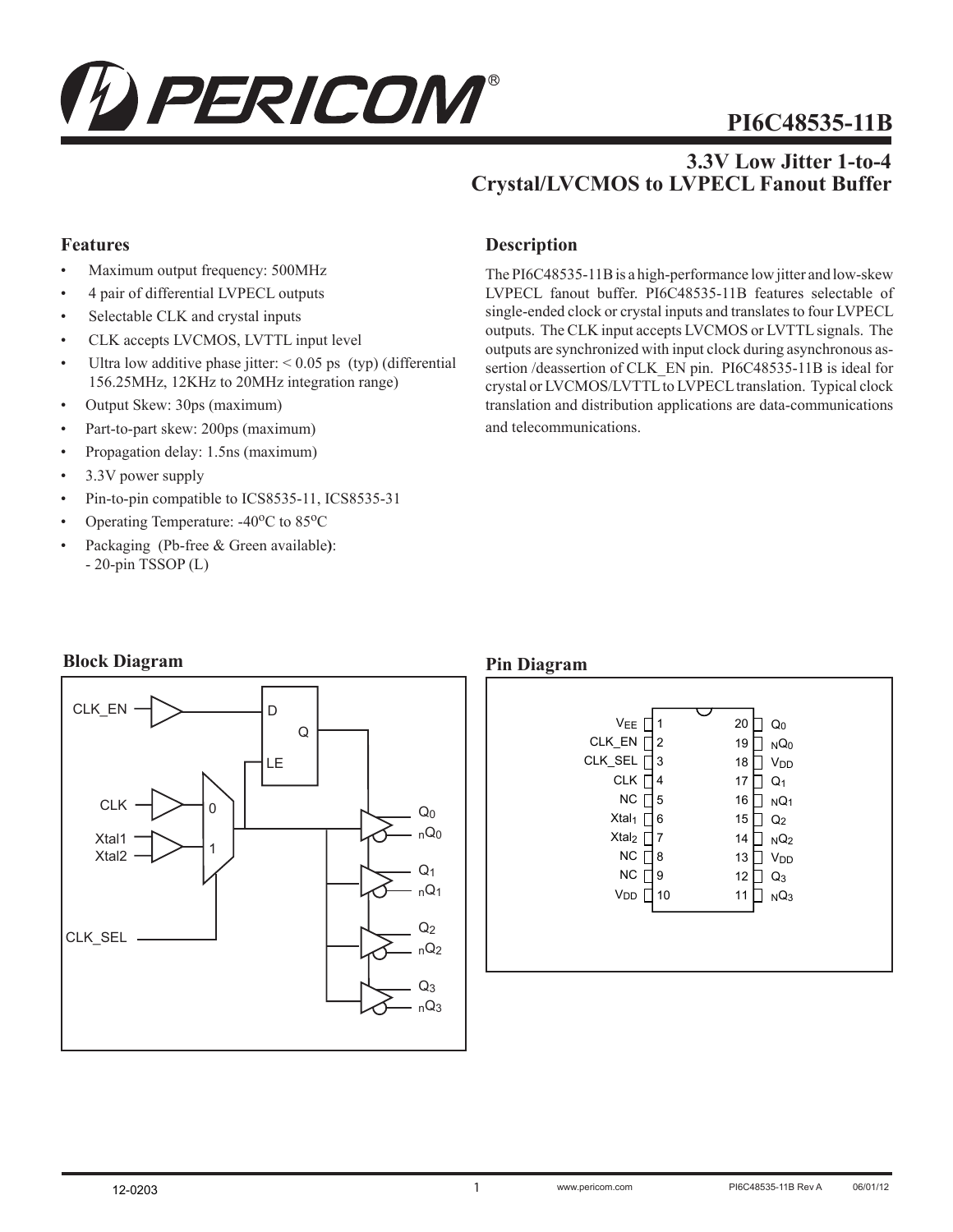# PI6C48535-11B

## 3.3V Low Jitter 1-to-4 Crystal/LVCMOS to LVPECL Fanout Buffer

### Features

- Maximum output frequency: 500MHz
- 4 pair of differential LVPECL outputs
- Selectable CLK and crystal inputs
- CLK accepts LVCMOS, LVTTL input level
- Ultra low additive phase jitter: < 0.05 ps (typ) (differential 156.25MHz, 12KHz to 20MHz integration range)
- Output Skew: 30ps (maximum)
- Part-to-part skew: 200ps (maximum)
- Propagation delay: 1.5ns (maximum)
- 3.3V power supply
- Pin-to-pin compatible to ICS8535-11, ICS8535-31
- Operating Temperature: -40°C to 85°C
- Packaging (Pb-free & Green available):
  - 20-pin TSSOP (L)

### Description

The PI6C48535-11B is a high-performance low jitter and low-skew LVPECL fanout buffer. PI6C48535-11B features selectable of single-ended clock or crystal inputs and translates to four LVPECL outputs. The CLK input accepts LVCMOS or LVTTL signals. The outputs are synchronized with input clock during asynchronous assertion /deassertion of CLK_EN pin. PI6C48535-11B is ideal for crystal or LVCMOS/LVTTL to LVPECL translation. Typical clock translation and distribution applications are data-communications and telecommunications.

### Block Diagram

### Pin Diagram

| Pin | Name | Pin | Name |
|---|---|---|---|
| 1 | $V_{EE}$ | 20 | $Q_0$ |
| 2 | CLK_EN | 19 | $nQ_0$ |
| 3 | CLK_SEL | 18 | $V_{DD}$ |
| 4 | CLK | 17 | $Q_1$ |
| 5 | NC | 16 | $nQ_1$ |
| 6 | $Xtal_1$ | 15 | $Q_2$ |
| 7 | $Xtal_2$ | 14 | $nQ_2$ |
| 8 | NC | 13 | $V_{DD}$ |
| 9 | NC | 12 | $Q_3$ |
| 10 | $V_{DD}$ | 11 | $nQ_3$ |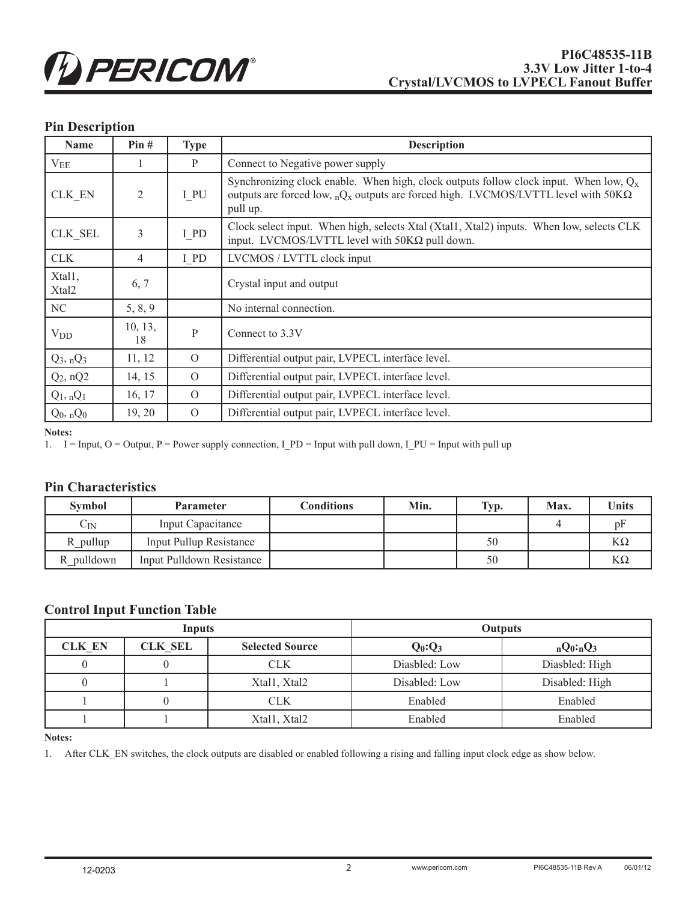## Pin Description

| Name | Pin # | Type | Description |
|---|---|---|---|
| $V_{EE}$ | 1 | P | Connect to Negative power supply |
| CLK_EN | 2 | I_PU | Synchronizing clock enable. When high, clock outputs follow clock input. When low, $Q_x$ outputs are forced low, $_nQ_x$ outputs are forced high. LVCMOS/LVTTL level with 50KΩ pull up. |
| CLK_SEL | 3 | I_PD | Clock select input. When high, selects Xtal (Xtal1, Xtal2) inputs. When low, selects CLK input. LVCMOS/LVTTL level with 50KΩ pull down. |
| CLK | 4 | I_PD | LVCMOS / LVTTL clock input |
| Xtal1, Xtal2 | 6, 7 | | Crystal input and output |
| NC | 5, 8, 9 | | No internal connection. |
| $V_{DD}$ | 10, 13, 18 | P | Connect to 3.3V |
| $Q_3$, $_nQ_3$ | 11, 12 | O | Differential output pair, LVPECL interface level. |
| $Q_2$, nQ2 | 14, 15 | O | Differential output pair, LVPECL interface level. |
| $Q_1$, $_nQ_1$ | 16, 17 | O | Differential output pair, LVPECL interface level. |
| $Q_0$, $_nQ_0$ | 19, 20 | O | Differential output pair, LVPECL interface level. |

**Notes:**

1. I = Input, O = Output, P = Power supply connection, I_PD = Input with pull down, I_PU = Input with pull up

## Pin Characteristics

| Symbol | Parameter | Conditions | Min. | Typ. | Max. | Units |
|---|---|---|---|---|---|---|
| $C_{IN}$ | Input Capacitance | | | | 4 | pF |
| R_pullup | Input Pullup Resistance | | | 50 | | KΩ |
| R_pulldown | Input Pulldown Resistance | | | 50 | | KΩ |

## Control Input Function Table

| Inputs | | | Outputs | |
|---|---|---|---|---|
| CLK_EN | CLK_SEL | Selected Source | $Q_0$:$Q_3$ | $_nQ_0$:$_nQ_3$ |
| 0 | 0 | CLK | Diasbled: Low | Diasbled: High |
| 0 | 1 | Xtal1, Xtal2 | Disabled: Low | Disabled: High |
| 1 | 0 | CLK | Enabled | Enabled |
| 1 | 1 | Xtal1, Xtal2 | Enabled | Enabled |

**Notes:**

1. After CLK_EN switches, the clock outputs are disabled or enabled following a rising and falling input clock edge as show below.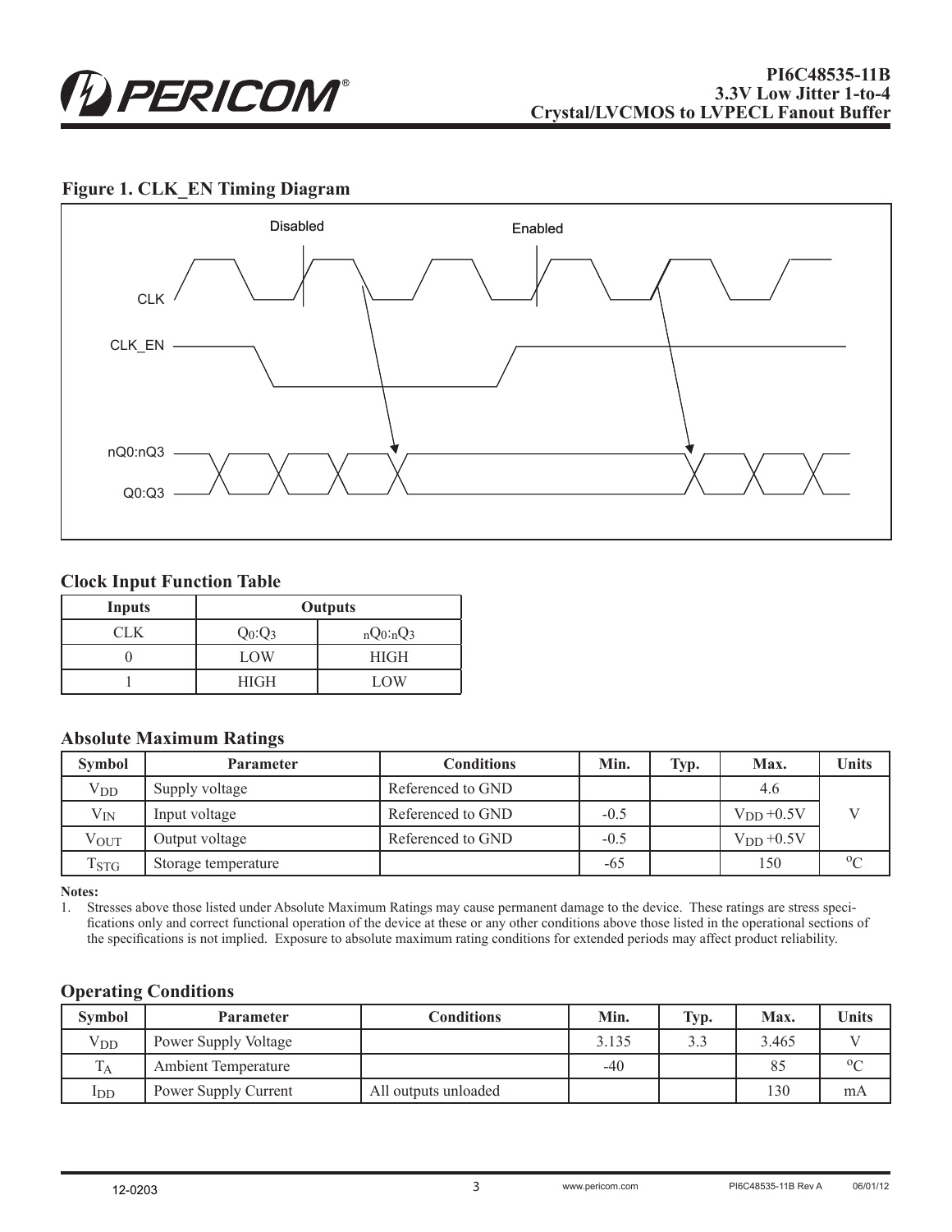### Figure 1. CLK_EN Timing Diagram

Disabled

Enabled

CLK

CLK_EN

nQ0:nQ3

Q0:Q3

### Clock Input Function Table

| Inputs | Outputs | |
|---|---|---|
| CLK | $Q_0$:$Q_3$ | $nQ_0$:$nQ_3$ |
| 0 | LOW | HIGH |
| 1 | HIGH | LOW |

### Absolute Maximum Ratings

| Symbol | Parameter | Conditions | Min. | Typ. | Max. | Units |
|---|---|---|---|---|---|---|
| $V_{DD}$ | Supply voltage | Referenced to GND | | | 4.6 | V |
| $V_{IN}$ | Input voltage | Referenced to GND | -0.5 | | $V_{DD}$ +0.5V | |
| $V_{OUT}$ | Output voltage | Referenced to GND | -0.5 | | $V_{DD}$ +0.5V | |
| $T_{STG}$ | Storage temperature | | -65 | | 150 | °C |

**Notes:**

1. Stresses above those listed under Absolute Maximum Ratings may cause permanent damage to the device. These ratings are stress specifications only and correct functional operation of the device at these or any other conditions above those listed in the operational sections of the specifications is not implied. Exposure to absolute maximum rating conditions for extended periods may affect product reliability.

### Operating Conditions

| Symbol | Parameter | Conditions | Min. | Typ. | Max. | Units |
|---|---|---|---|---|---|---|
| $V_{DD}$ | Power Supply Voltage | | 3.135 | 3.3 | 3.465 | V |
| $T_A$ | Ambient Temperature | | -40 | | 85 | °C |
| $I_{DD}$ | Power Supply Current | All outputs unloaded | | | 130 | mA |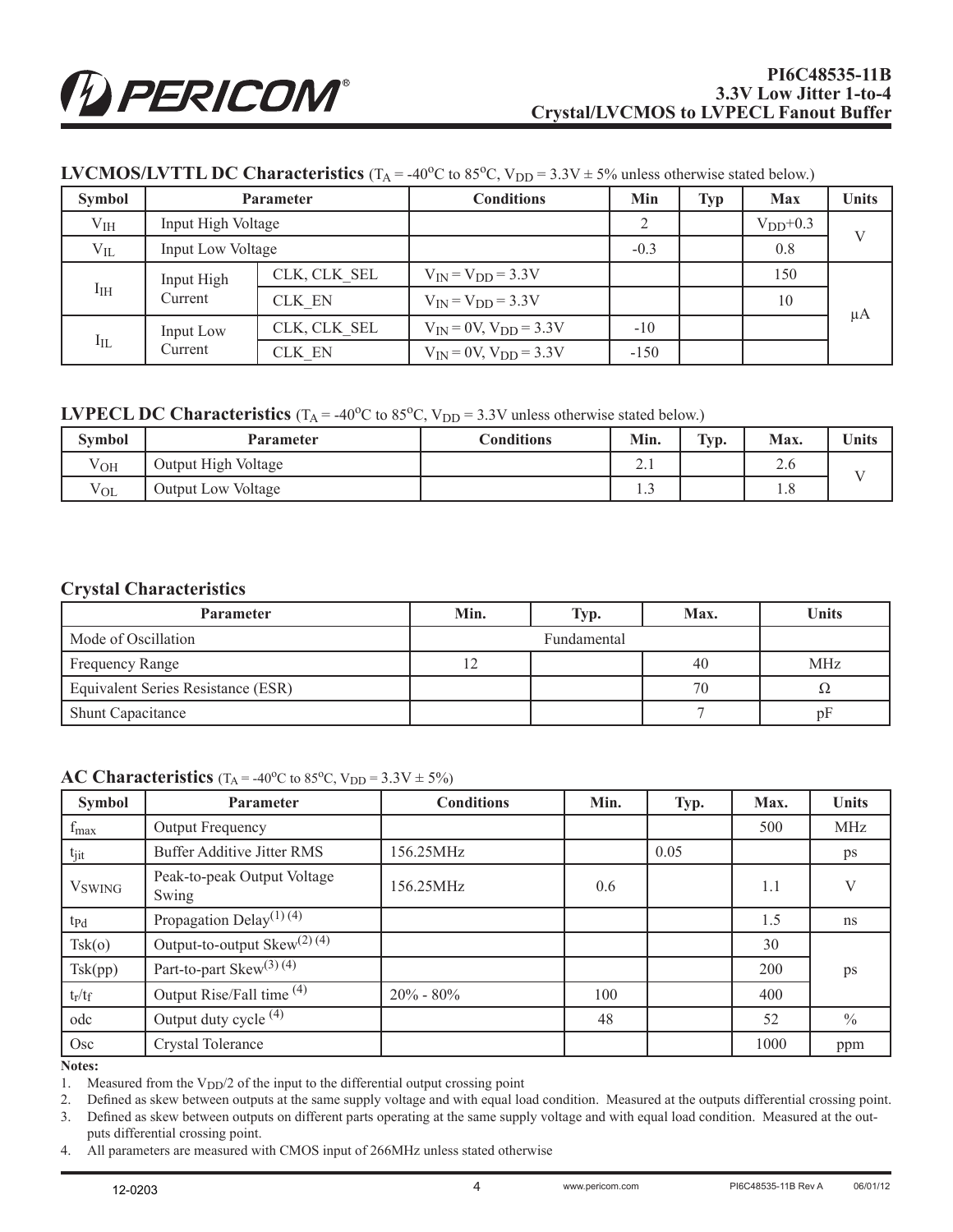## LVCMOS/LVTTL DC Characteristics ($T_A$ = -40°C to 85°C, $V_{DD}$ = 3.3V ± 5% unless otherwise stated below.)

| Symbol | Parameter | | Conditions | Min | Typ | Max | Units |
|---|---|---|---|---|---|---|---|
| $V_{IH}$ | Input High Voltage | | | 2 | | $V_{DD}$+0.3 | V |
| $V_{IL}$ | Input Low Voltage | | | -0.3 | | 0.8 | |
| $I_{IH}$ | Input High Current | CLK, CLK_SEL | $V_{IN} = V_{DD} = 3.3V$ | | | 150 | µA |
| | | CLK_EN | $V_{IN} = V_{DD} = 3.3V$ | | | 10 | |
| $I_{IL}$ | Input Low Current | CLK, CLK_SEL | $V_{IN} = 0V, V_{DD} = 3.3V$ | -10 | | | |
| | | CLK_EN | $V_{IN} = 0V, V_{DD} = 3.3V$ | -150 | | | |

## LVPECL DC Characteristics ($T_A$ = -40°C to 85°C, $V_{DD}$ = 3.3V unless otherwise stated below.)

| Symbol | Parameter | Conditions | Min. | Typ. | Max. | Units |
|---|---|---|---|---|---|---|
| $V_{OH}$ | Output High Voltage | | 2.1 | | 2.6 | V |
| $V_{OL}$ | Output Low Voltage | | 1.3 | | 1.8 | |

## Crystal Characteristics

| Parameter | Min. | Typ. | Max. | Units |
|---|---|---|---|---|
| Mode of Oscillation | | Fundamental | | |
| Frequency Range | 12 | | 40 | MHz |
| Equivalent Series Resistance (ESR) | | | 70 | Ω |
| Shunt Capacitance | | | 7 | pF |

## AC Characteristics ($T_A$ = -40°C to 85°C, $V_{DD}$ = 3.3V ± 5%)

| Symbol | Parameter | Conditions | Min. | Typ. | Max. | Units |
|---|---|---|---|---|---|---|
| $f_{max}$ | Output Frequency | | | | 500 | MHz |
| $t_{jit}$ | Buffer Additive Jitter RMS | 156.25MHz | | 0.05 | | ps |
| $V_{SWING}$ | Peak-to-peak Output Voltage Swing | 156.25MHz | 0.6 | | 1.1 | V |
| $t_{Pd}$ | Propagation Delay(1) (4) | | | | 1.5 | ns |
| Tsk(o) | Output-to-output Skew(2) (4) | | | | 30 | ps |
| Tsk(pp) | Part-to-part Skew(3) (4) | | | | 200 | |
| $t_r/t_f$ | Output Rise/Fall time (4) | 20% - 80% | 100 | | 400 | |
| odc | Output duty cycle (4) | | 48 | | 52 | % |
| Osc | Crystal Tolerance | | | | 1000 | ppm |

**Notes:**

1. Measured from the $V_{DD}/2$ of the input to the differential output crossing point
2. Defined as skew between outputs at the same supply voltage and with equal load condition. Measured at the outputs differential crossing point.
3. Defined as skew between outputs on different parts operating at the same supply voltage and with equal load condition. Measured at the outputs differential crossing point.
4. All parameters are measured with CMOS input of 266MHz unless stated otherwise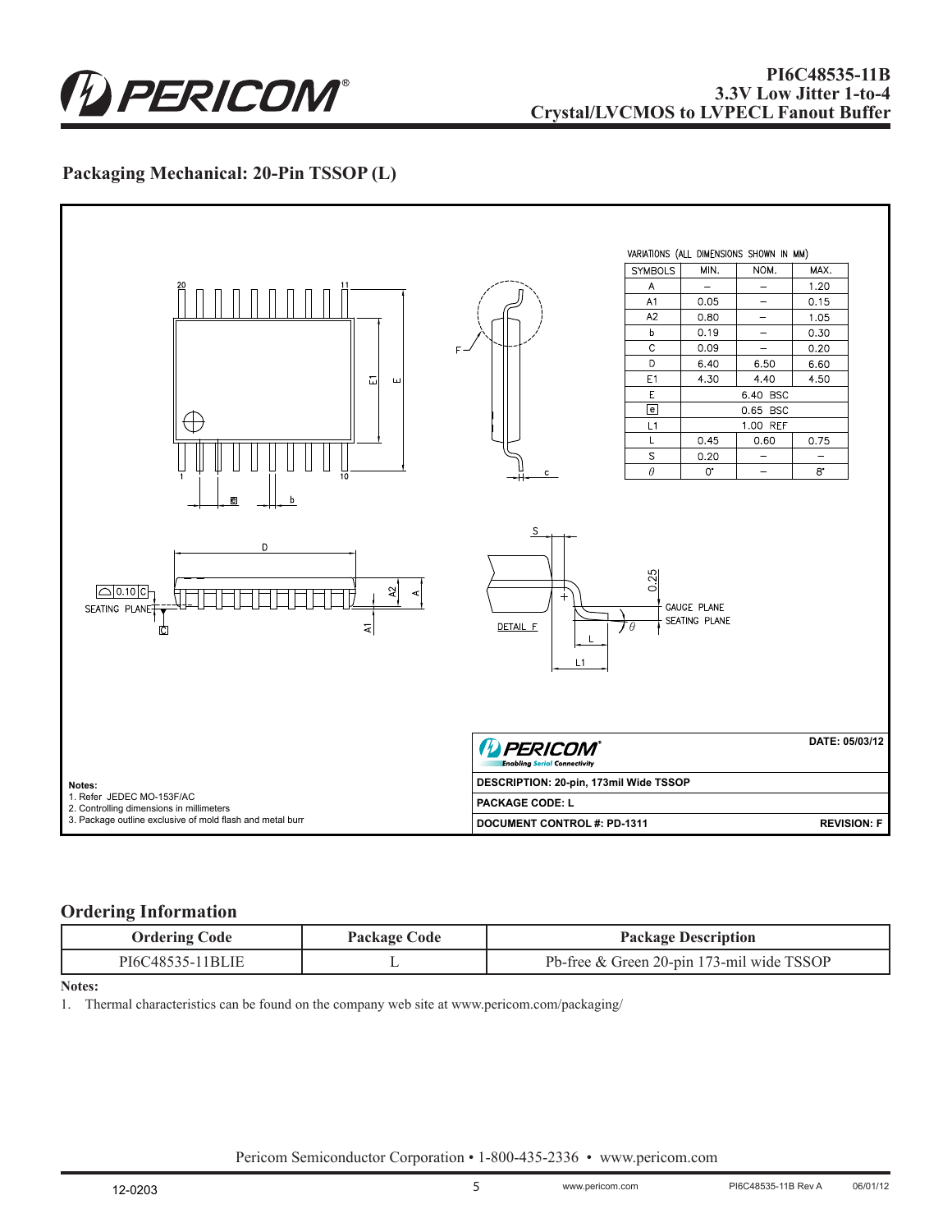## Packaging Mechanical: 20-Pin TSSOP (L)

VARIATIONS (ALL DIMENSIONS SHOWN IN MM)

| SYMBOLS | MIN. | NOM. | MAX. |
|---|---|---|---|
| A | – | – | 1.20 |
| A1 | 0.05 | – | 0.15 |
| A2 | 0.80 | – | 1.05 |
| b | 0.19 | – | 0.30 |
| C | 0.09 | – | 0.20 |
| D | 6.40 | 6.50 | 6.60 |
| E1 | 4.30 | 4.40 | 4.50 |
| E | 6.40 BSC | | |
| e | 0.65 BSC | | |
| L1 | 1.00 REF | | |
| L | 0.45 | 0.60 | 0.75 |
| S | 0.20 | – | – |
| θ | 0° | – | 8° |

SEATING PLANE

DETAIL F

GAUGE PLANE

SEATING PLANE

0.25

**Notes:**
1. Refer JEDEC MO-153F/AC
2. Controlling dimensions in millimeters
3. Package outline exclusive of mold flash and metal burr

PERICOM Enabling Serial Connectivity

DATE: 05/03/12

DESCRIPTION: 20-pin, 173mil Wide TSSOP

PACKAGE CODE: L

DOCUMENT CONTROL #: PD-1311

REVISION: F

## Ordering Information

| Ordering Code | Package Code | Package Description |
|---|---|---|
| PI6C48535-11BLIE | L | Pb-free & Green 20-pin 173-mil wide TSSOP |

**Notes:**

1. Thermal characteristics can be found on the company web site at www.pericom.com/packaging/

Pericom Semiconductor Corporation • 1-800-435-2336 • www.pericom.com